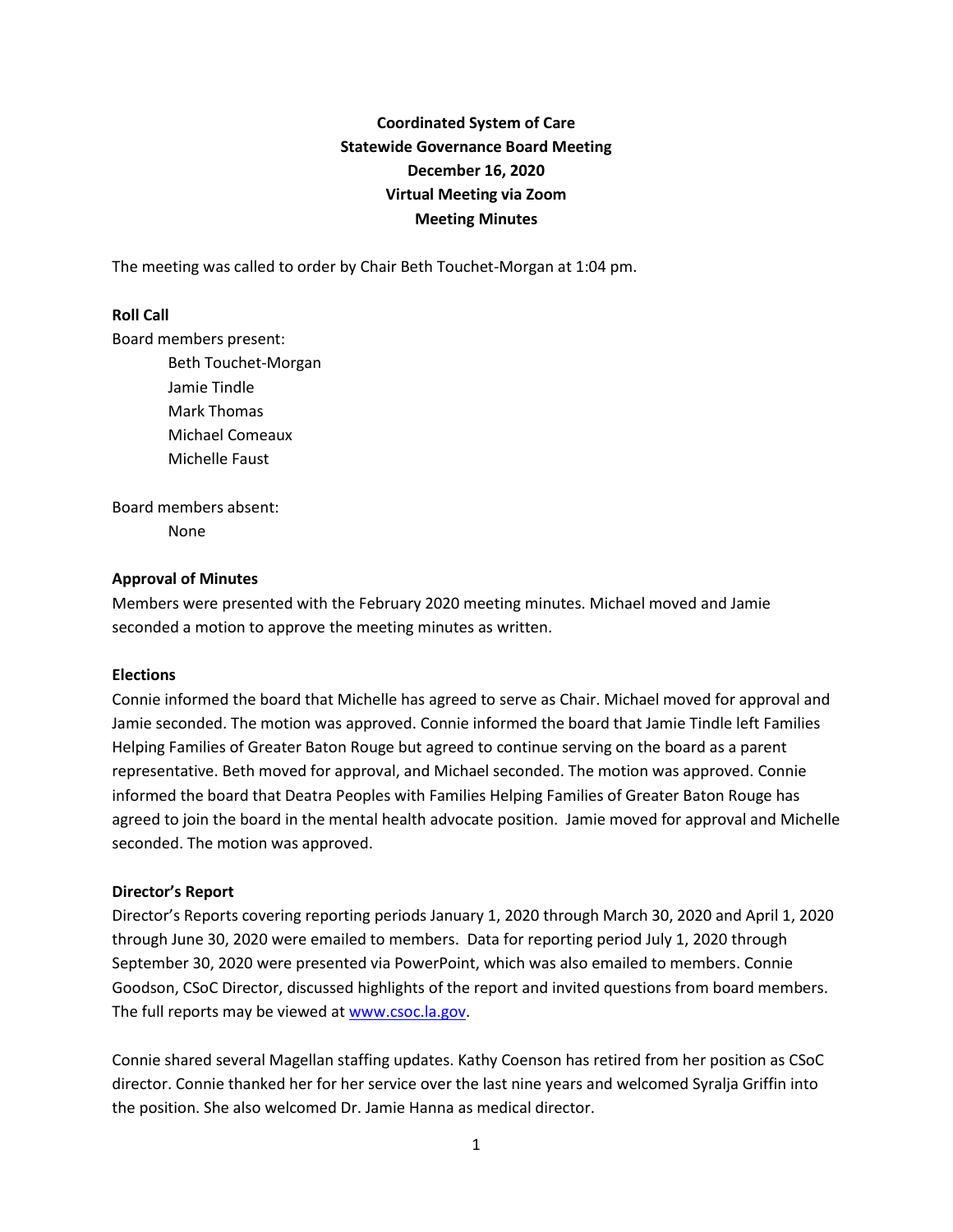# Coordinated System of Care
## Statewide Governance Board Meeting
## December 16, 2020
## Virtual Meeting via Zoom
## Meeting Minutes

The meeting was called to order by Chair Beth Touchet-Morgan at 1:04 pm.

**Roll Call**

Board members present:

- Beth Touchet-Morgan
- Jamie Tindle
- Mark Thomas
- Michael Comeaux
- Michelle Faust

Board members absent:

- None

**Approval of Minutes**

Members were presented with the February 2020 meeting minutes. Michael moved and Jamie seconded a motion to approve the meeting minutes as written.

**Elections**

Connie informed the board that Michelle has agreed to serve as Chair. Michael moved for approval and Jamie seconded. The motion was approved. Connie informed the board that Jamie Tindle left Families Helping Families of Greater Baton Rouge but agreed to continue serving on the board as a parent representative. Beth moved for approval, and Michael seconded. The motion was approved. Connie informed the board that Deatra Peoples with Families Helping Families of Greater Baton Rouge has agreed to join the board in the mental health advocate position. Jamie moved for approval and Michelle seconded. The motion was approved.

**Director's Report**

Director's Reports covering reporting periods January 1, 2020 through March 30, 2020 and April 1, 2020 through June 30, 2020 were emailed to members. Data for reporting period July 1, 2020 through September 30, 2020 were presented via PowerPoint, which was also emailed to members. Connie Goodson, CSoC Director, discussed highlights of the report and invited questions from board members. The full reports may be viewed at www.csoc.la.gov.

Connie shared several Magellan staffing updates. Kathy Coenson has retired from her position as CSoC director. Connie thanked her for her service over the last nine years and welcomed Syralja Griffin into the position. She also welcomed Dr. Jamie Hanna as medical director.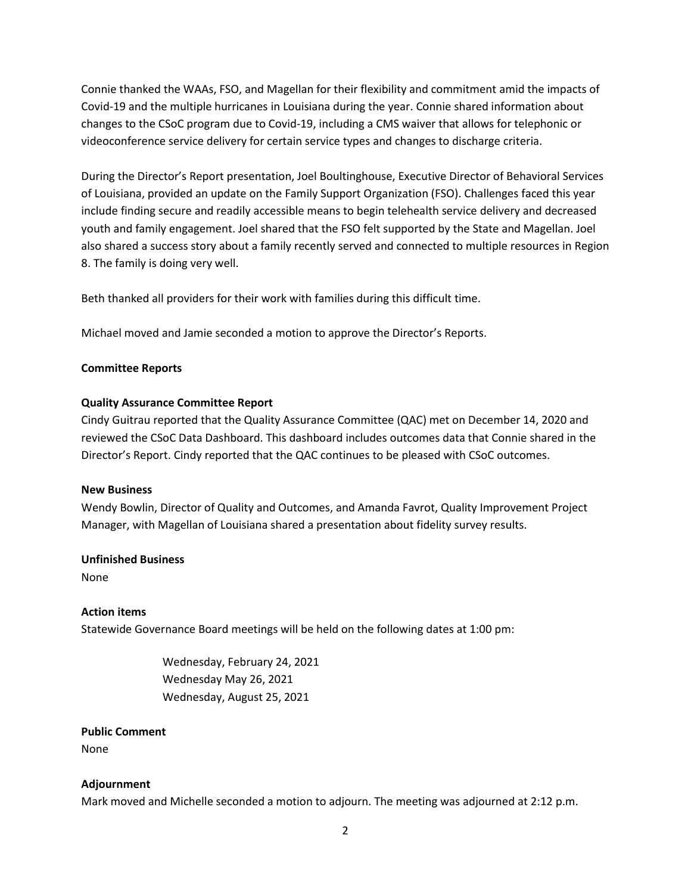Connie thanked the WAAs, FSO, and Magellan for their flexibility and commitment amid the impacts of Covid-19 and the multiple hurricanes in Louisiana during the year. Connie shared information about changes to the CSoC program due to Covid-19, including a CMS waiver that allows for telephonic or videoconference service delivery for certain service types and changes to discharge criteria.

During the Director's Report presentation, Joel Boultinghouse, Executive Director of Behavioral Services of Louisiana, provided an update on the Family Support Organization (FSO). Challenges faced this year include finding secure and readily accessible means to begin telehealth service delivery and decreased youth and family engagement. Joel shared that the FSO felt supported by the State and Magellan. Joel also shared a success story about a family recently served and connected to multiple resources in Region 8. The family is doing very well.

Beth thanked all providers for their work with families during this difficult time.

Michael moved and Jamie seconded a motion to approve the Director's Reports.

**Committee Reports**

**Quality Assurance Committee Report**

Cindy Guitrau reported that the Quality Assurance Committee (QAC) met on December 14, 2020 and reviewed the CSoC Data Dashboard. This dashboard includes outcomes data that Connie shared in the Director's Report. Cindy reported that the QAC continues to be pleased with CSoC outcomes.

**New Business**

Wendy Bowlin, Director of Quality and Outcomes, and Amanda Favrot, Quality Improvement Project Manager, with Magellan of Louisiana shared a presentation about fidelity survey results.

**Unfinished Business**

None

**Action items**

Statewide Governance Board meetings will be held on the following dates at 1:00 pm:

Wednesday, February 24, 2021
Wednesday May 26, 2021
Wednesday, August 25, 2021

**Public Comment**

None

**Adjournment**

Mark moved and Michelle seconded a motion to adjourn. The meeting was adjourned at 2:12 p.m.